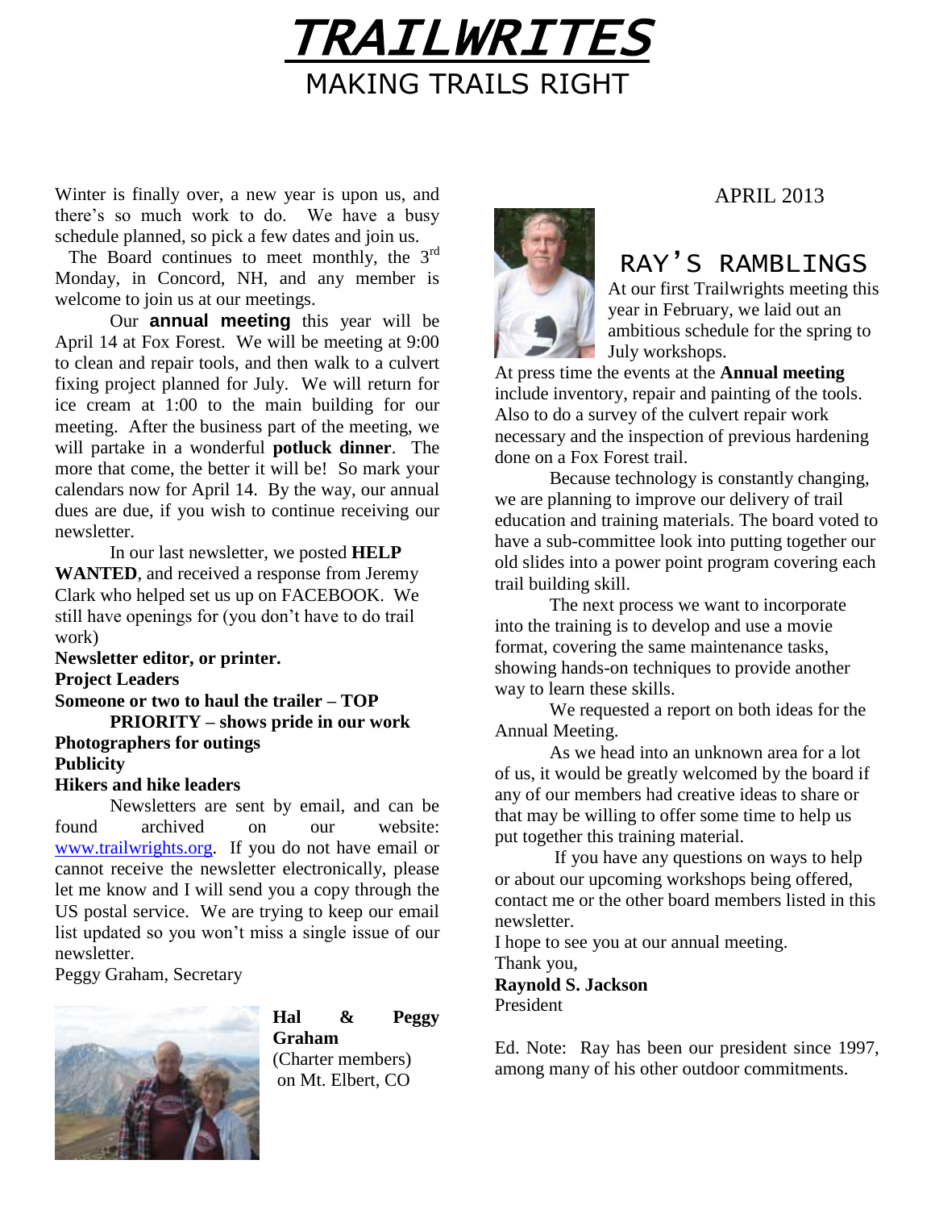# *TRAILWRITES*

## MAKING TRAILS RIGHT

Winter is finally over, a new year is upon us, and there's so much work to do. We have a busy schedule planned, so pick a few dates and join us.

The Board continues to meet monthly, the 3rd Monday, in Concord, NH, and any member is welcome to join us at our meetings.

Our **annual meeting** this year will be April 14 at Fox Forest. We will be meeting at 9:00 to clean and repair tools, and then walk to a culvert fixing project planned for July. We will return for ice cream at 1:00 to the main building for our meeting. After the business part of the meeting, we will partake in a wonderful **potluck dinner**. The more that come, the better it will be! So mark your calendars now for April 14. By the way, our annual dues are due, if you wish to continue receiving our newsletter.

In our last newsletter, we posted **HELP WANTED**, and received a response from Jeremy Clark who helped set us up on FACEBOOK. We still have openings for (you don't have to do trail work)

**Newsletter editor, or printer.**
**Project Leaders**
**Someone or two to haul the trailer – TOP PRIORITY – shows pride in our work**
**Photographers for outings**
**Publicity**
**Hikers and hike leaders**

Newsletters are sent by email, and can be found archived on our website: [www.trailwrights.org](http://www.trailwrights.org). If you do not have email or cannot receive the newsletter electronically, please let me know and I will send you a copy through the US postal service. We are trying to keep our email list updated so you won't miss a single issue of our newsletter.

Peggy Graham, Secretary

**Hal & Peggy Graham** (Charter members) on Mt. Elbert, CO

APRIL 2013

## RAY'S RAMBLINGS

At our first Trailwrights meeting this year in February, we laid out an ambitious schedule for the spring to July workshops.

At press time the events at the **Annual meeting** include inventory, repair and painting of the tools. Also to do a survey of the culvert repair work necessary and the inspection of previous hardening done on a Fox Forest trail.

Because technology is constantly changing, we are planning to improve our delivery of trail education and training materials. The board voted to have a sub-committee look into putting together our old slides into a power point program covering each trail building skill.

The next process we want to incorporate into the training is to develop and use a movie format, covering the same maintenance tasks, showing hands-on techniques to provide another way to learn these skills.

We requested a report on both ideas for the Annual Meeting.

As we head into an unknown area for a lot of us, it would be greatly welcomed by the board if any of our members had creative ideas to share or that may be willing to offer some time to help us put together this training material.

If you have any questions on ways to help or about our upcoming workshops being offered, contact me or the other board members listed in this newsletter.

I hope to see you at our annual meeting.
Thank you,
**Raynold S. Jackson**
President

Ed. Note: Ray has been our president since 1997, among many of his other outdoor commitments.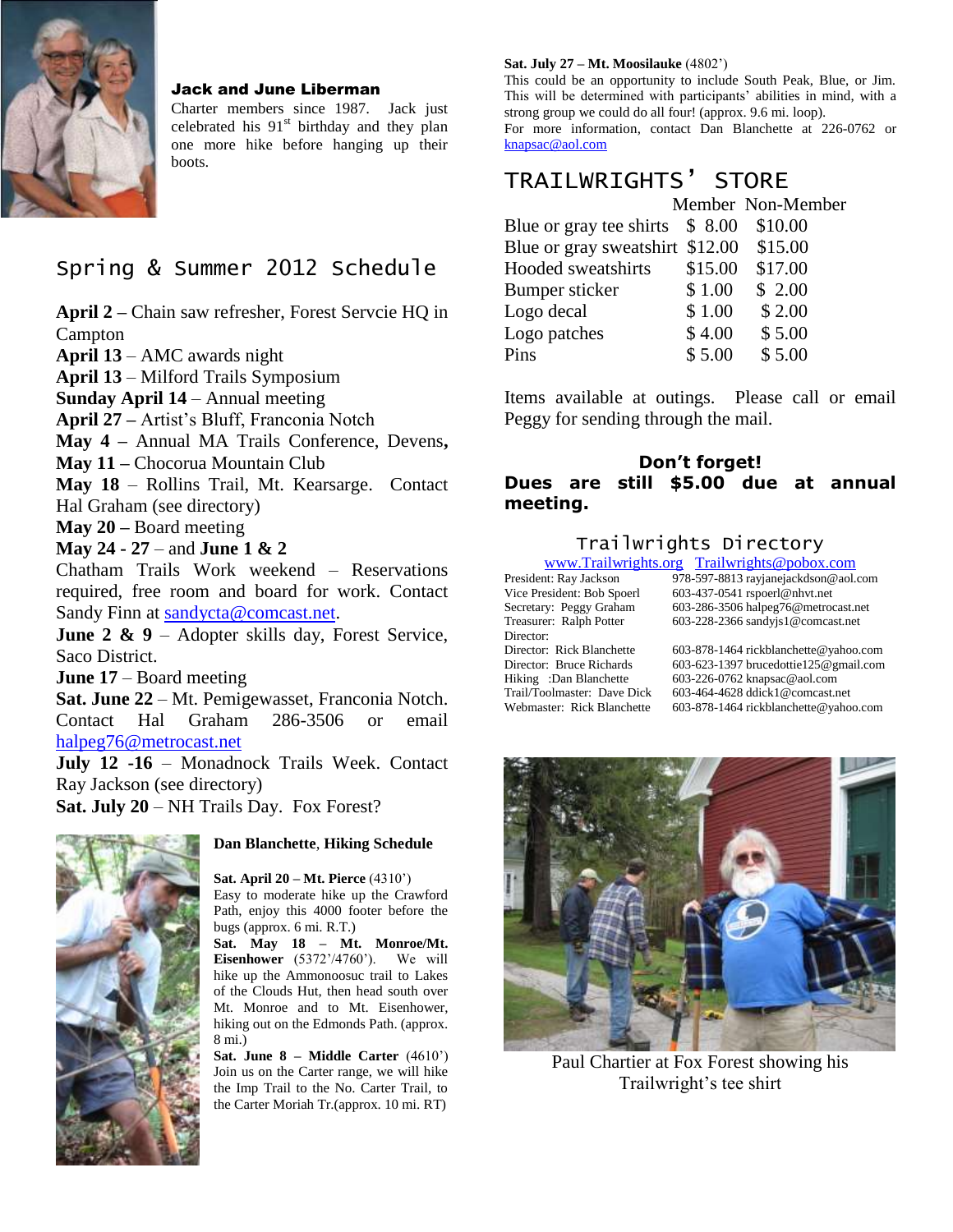### Jack and June Liberman

Charter members since 1987. Jack just celebrated his 91st birthday and they plan one more hike before hanging up their boots.

## Spring & Summer 2012 Schedule

**April 2 –** Chain saw refresher, Forest Servcie HQ in Campton

**April 13** – AMC awards night

**April 13** – Milford Trails Symposium

**Sunday April 14** – Annual meeting

**April 27 –** Artist's Bluff, Franconia Notch

**May 4 –** Annual MA Trails Conference, Devens**,**

**May 11 –** Chocorua Mountain Club

**May 18** – Rollins Trail, Mt. Kearsarge. Contact Hal Graham (see directory)

**May 20 –** Board meeting

**May 24 - 27** – and **June 1 & 2**

Chatham Trails Work weekend – Reservations required, free room and board for work. Contact Sandy Finn at sandycta@comcast.net.

**June 2 & 9** – Adopter skills day, Forest Service, Saco District.

**June 17** – Board meeting

**Sat. June 22** – Mt. Pemigewasset, Franconia Notch. Contact Hal Graham 286-3506 or email halpeg76@metrocast.net

**July 12 -16** – Monadnock Trails Week. Contact Ray Jackson (see directory)

**Sat. July 20** – NH Trails Day. Fox Forest?

### Dan Blanchette, Hiking Schedule

**Sat. April 20 – Mt. Pierce** (4310')
Easy to moderate hike up the Crawford Path, enjoy this 4000 footer before the bugs (approx. 6 mi. R.T.)

**Sat. May 18 – Mt. Monroe/Mt. Eisenhower** (5372'/4760'). We will hike up the Ammonoosuc trail to Lakes of the Clouds Hut, then head south over Mt. Monroe and to Mt. Eisenhower, hiking out on the Edmonds Path. (approx. 8 mi.)

**Sat. June 8 – Middle Carter** (4610')
Join us on the Carter range, we will hike the Imp Trail to the No. Carter Trail, to the Carter Moriah Tr.(approx. 10 mi. RT)

**Sat. July 27 – Mt. Moosilauke** (4802')
This could be an opportunity to include South Peak, Blue, or Jim. This will be determined with participants' abilities in mind, with a strong group we could do all four! (approx. 9.6 mi. loop).
For more information, contact Dan Blanchette at 226-0762 or knapsac@aol.com

## TRAILWRIGHTS' STORE

| | Member | Non-Member |
|---|---|---|
| Blue or gray tee shirts | $ 8.00 | $10.00 |
| Blue or gray sweatshirt | $12.00 | $15.00 |
| Hooded sweatshirts | $15.00 | $17.00 |
| Bumper sticker | $ 1.00 | $ 2.00 |
| Logo decal | $ 1.00 | $ 2.00 |
| Logo patches | $ 4.00 | $ 5.00 |
| Pins | $ 5.00 | $ 5.00 |

Items available at outings. Please call or email Peggy for sending through the mail.

**Don't forget!**

**Dues are still $5.00 due at annual meeting.**

## Trailwrights Directory

www.Trailwrights.org Trailwrights@pobox.com

| | |
|---|---|
| President: Ray Jackson | 978-597-8813 rayjanejackdson@aol.com |
| Vice President: Bob Spoerl | 603-437-0541 rspoerl@nhvt.net |
| Secretary: Peggy Graham | 603-286-3506 halpeg76@metrocast.net |
| Treasurer: Ralph Potter | 603-228-2366 sandyjs1@comcast.net |
| Director: | |
| Director: Rick Blanchette | 603-878-1464 rickblanchette@yahoo.com |
| Director: Bruce Richards | 603-623-1397 brucedottie125@gmail.com |
| Hiking :Dan Blanchette | 603-226-0762 knapsac@aol.com |
| Trail/Toolmaster: Dave Dick | 603-464-4628 ddick1@comcast.net |
| Webmaster: Rick Blanchette | 603-878-1464 rickblanchette@yahoo.com |

Paul Chartier at Fox Forest showing his Trailwright's tee shirt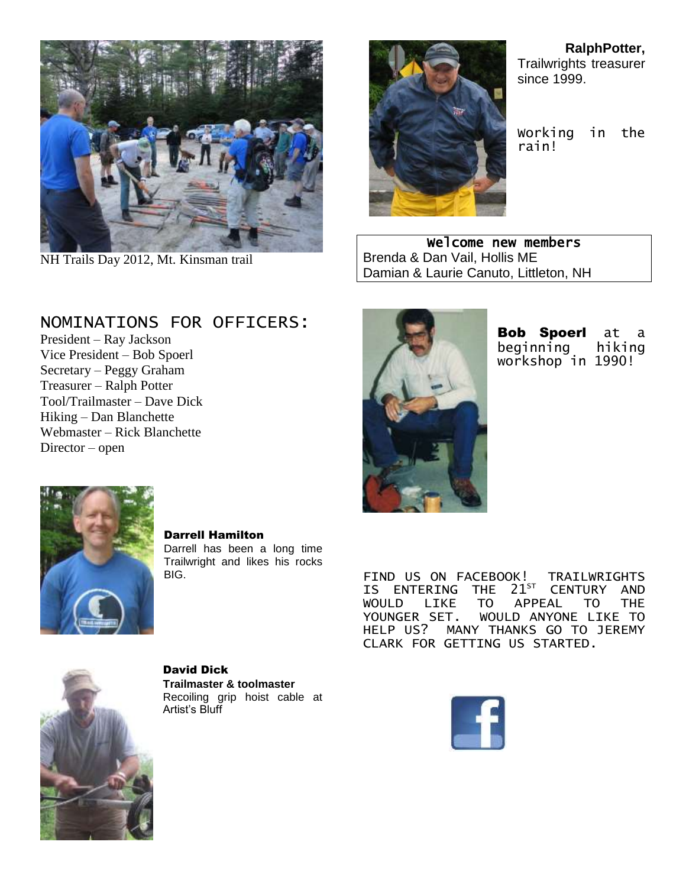NH Trails Day 2012, Mt. Kinsman trail

**RalphPotter,**
Trailwrights treasurer since 1999.

Working in the rain!

**Welcome new members**
Brenda & Dan Vail, Hollis ME
Damian & Laurie Canuto, Littleton, NH

## NOMINATIONS FOR OFFICERS:

President – Ray Jackson
Vice President – Bob Spoerl
Secretary – Peggy Graham
Treasurer – Ralph Potter
Tool/Trailmaster – Dave Dick
Hiking – Dan Blanchette
Webmaster – Rick Blanchette
Director – open

**Bob Spoerl** at a beginning hiking workshop in 1990!

**Darrell Hamilton**
Darrell has been a long time Trailwright and likes his rocks BIG.

FIND US ON FACEBOOK! TRAILWRIGHTS IS ENTERING THE 21ST CENTURY AND WOULD LIKE TO APPEAL TO THE YOUNGER SET. WOULD ANYONE LIKE TO HELP US? MANY THANKS GO TO JEREMY CLARK FOR GETTING US STARTED.

**David Dick**
**Trailmaster & toolmaster**
Recoiling grip hoist cable at Artist's Bluff